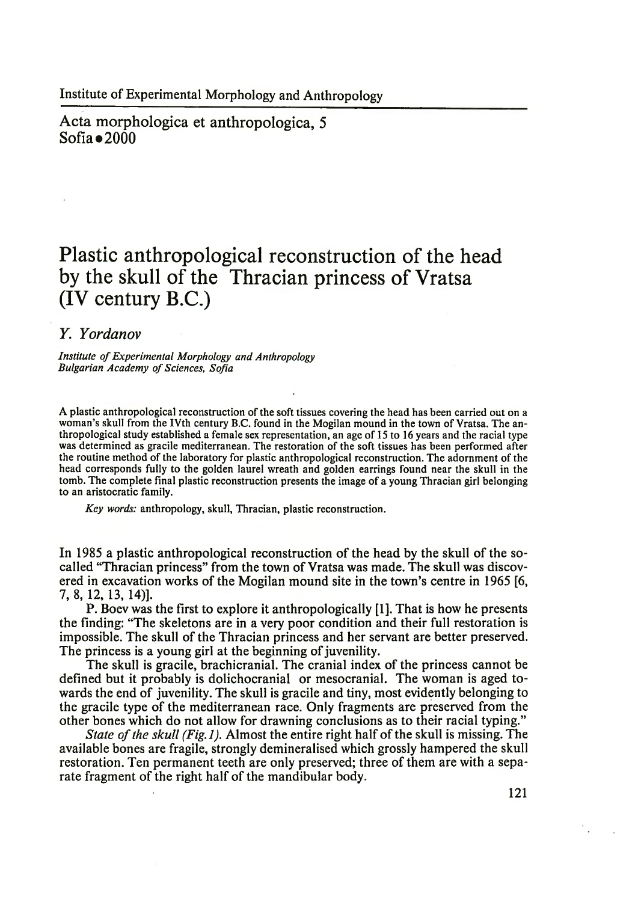Institute of Experimental Morphology and Anthropology

Acta morphologica et anthropologica, 5
Sofia • 2000

# Plastic anthropological reconstruction of the head by the skull of the Thracian princess of Vratsa (IV century B.C.)

*Y. Yordanov*

*Institute of Experimental Morphology and Anthropology*
*Bulgarian Academy of Sciences, Sofia*

A plastic anthropological reconstruction of the soft tissues covering the head has been carried out on a woman's skull from the IVth century B.C. found in the Mogilan mound in the town of Vratsa. The anthropological study established a female sex representation, an age of 15 to 16 years and the racial type was determined as gracile mediterranean. The restoration of the soft tissues has been performed after the routine method of the laboratory for plastic anthropological reconstruction. The adornment of the head corresponds fully to the golden laurel wreath and golden earrings found near the skull in the tomb. The complete final plastic reconstruction presents the image of a young Thracian girl belonging to an aristocratic family.

*Key words:* anthropology, skull, Thracian, plastic reconstruction.

In 1985 a plastic anthropological reconstruction of the head by the skull of the so-called "Thracian princess" from the town of Vratsa was made. The skull was discovered in excavation works of the Mogilan mound site in the town's centre in 1965 [6, 7, 8, 12, 13, 14)].

P. Boev was the first to explore it anthropologically [1]. That is how he presents the finding: "The skeletons are in a very poor condition and their full restoration is impossible. The skull of the Thracian princess and her servant are better preserved. The princess is a young girl at the beginning of juvenility.

The skull is gracile, brachicranial. The cranial index of the princess cannot be defined but it probably is dolichocranial or mesocranial. The woman is aged towards the end of juvenility. The skull is gracile and tiny, most evidently belonging to the gracile type of the mediterranean race. Only fragments are preserved from the other bones which do not allow for drawning conclusions as to their racial typing."

*State of the skull (Fig. 1).* Almost the entire right half of the skull is missing. The available bones are fragile, strongly demineralised which grossly hampered the skull restoration. Ten permanent teeth are only preserved; three of them are with a separate fragment of the right half of the mandibular body.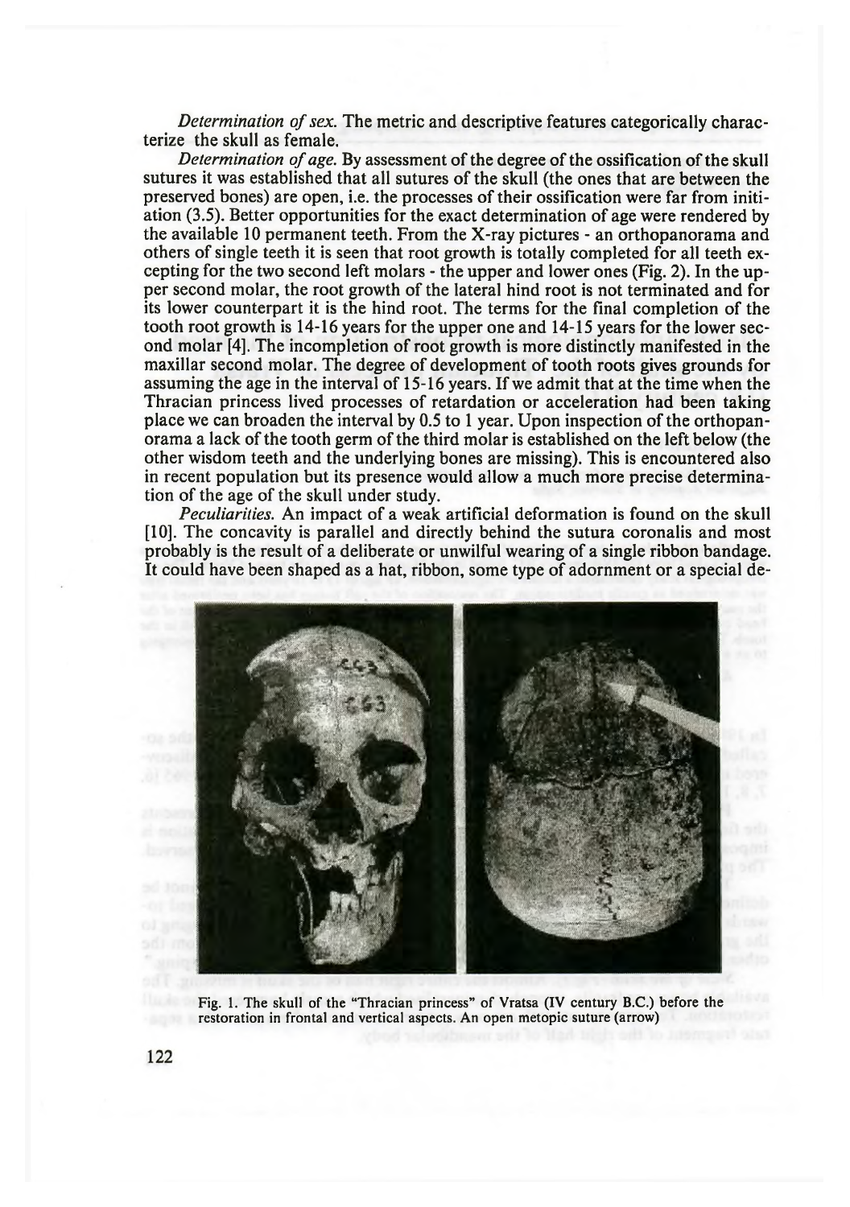*Determination of sex.* The metric and descriptive features categorically characterize the skull as female.

*Determination of age.* By assessment of the degree of the ossification of the skull sutures it was established that all sutures of the skull (the ones that are between the preserved bones) are open, i.e. the processes of their ossification were far from initiation (3.5). Better opportunities for the exact determination of age were rendered by the available 10 permanent teeth. From the X-ray pictures - an orthopanorama and others of single teeth it is seen that root growth is totally completed for all teeth excepting for the two second left molars - the upper and lower ones (Fig. 2). In the upper second molar, the root growth of the lateral hind root is not terminated and for its lower counterpart it is the hind root. The terms for the final completion of the tooth root growth is 14-16 years for the upper one and 14-15 years for the lower second molar [4]. The incompletion of root growth is more distinctly manifested in the maxillar second molar. The degree of development of tooth roots gives grounds for assuming the age in the interval of 15-16 years. If we admit that at the time when the Thracian princess lived processes of retardation or acceleration had been taking place we can broaden the interval by 0.5 to 1 year. Upon inspection of the orthopanorama a lack of the tooth germ of the third molar is established on the left below (the other wisdom teeth and the underlying bones are missing). This is encountered also in recent population but its presence would allow a much more precise determination of the age of the skull under study.

*Peculiarities.* An impact of a weak artificial deformation is found on the skull [10]. The concavity is parallel and directly behind the sutura coronalis and most probably is the result of a deliberate or unwilful wearing of a single ribbon bandage. It could have been shaped as a hat, ribbon, some type of adornment or a special de-

Fig. 1. The skull of the "Thracian princess" of Vratsa (IV century B.C.) before the restoration in frontal and vertical aspects. An open metopic suture (arrow)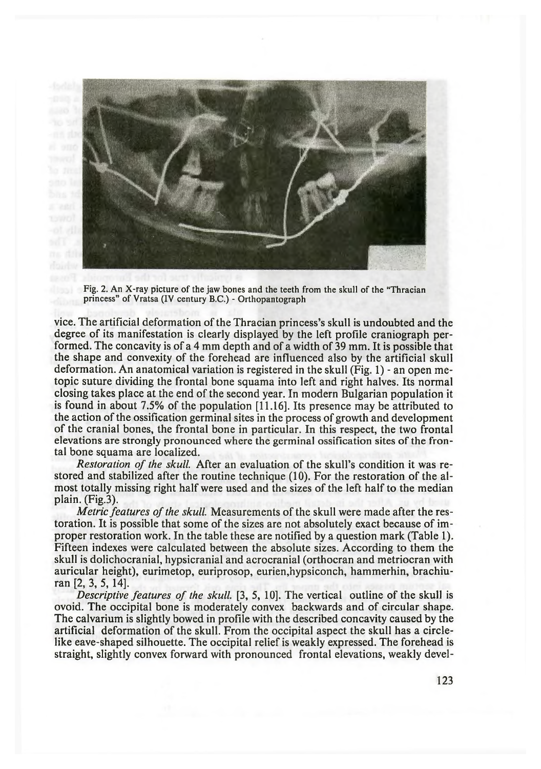Fig. 2. An X-ray picture of the jaw bones and the teeth from the skull of the "Thracian princess" of Vratsa (IV century B.C.) - Orthopantograph

vice. The artificial deformation of the Thracian princess's skull is undoubted and the degree of its manifestation is clearly displayed by the left profile craniograph performed. The concavity is of a 4 mm depth and of a width of 39 mm. It is possible that the shape and convexity of the forehead are influenced also by the artificial skull deformation. An anatomical variation is registered in the skull (Fig. 1) - an open metopic suture dividing the frontal bone squama into left and right halves. Its normal closing takes place at the end of the second year. In modern Bulgarian population it is found in about 7.5% of the population [11.16]. Its presence may be attributed to the action of the ossification germinal sites in the process of growth and development of the cranial bones, the frontal bone in particular. In this respect, the two frontal elevations are strongly pronounced where the germinal ossification sites of the frontal bone squama are localized.

*Restoration of the skull.* After an evaluation of the skull's condition it was restored and stabilized after the routine technique (10). For the restoration of the almost totally missing right half were used and the sizes of the left half to the median plain. (Fig.3).

*Metric features of the skull.* Measurements of the skull were made after the restoration. It is possible that some of the sizes are not absolutely exact because of improper restoration work. In the table these are notified by a question mark (Table 1). Fifteen indexes were calculated between the absolute sizes. According to them the skull is dolichocranial, hypsicranial and acrocranial (orthocran and metriocran with auricular height), eurimetop, euriprosop, eurien,hypsiconch, hammerhin, brachiuran [2, 3, 5, 14].

*Descriptive features of the skull.* [3, 5, 10]. The vertical outline of the skull is ovoid. The occipital bone is moderately convex backwards and of circular shape. The calvarium is slightly bowed in profile with the described concavity caused by the artificial deformation of the skull. From the occipital aspect the skull has a circle-like eave-shaped silhouette. The occipital relief is weakly expressed. The forehead is straight, slightly convex forward with pronounced frontal elevations, weakly devel-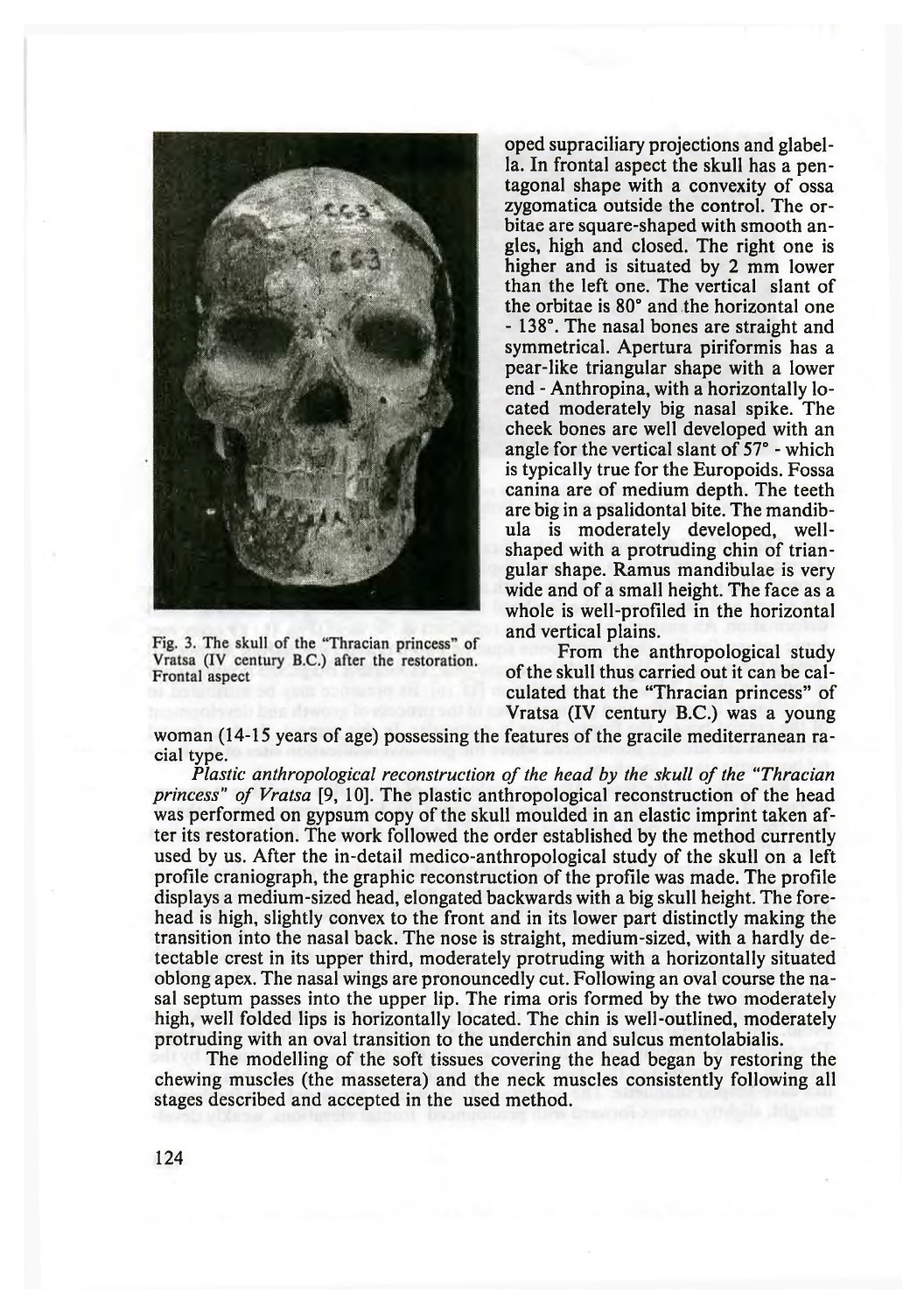oped supraciliary projections and glabella. In frontal aspect the skull has a pentagonal shape with a convexity of ossa zygomatica outside the control. The orbitae are square-shaped with smooth angles, high and closed. The right one is higher and is situated by 2 mm lower than the left one. The vertical slant of the orbitae is 80° and the horizontal one - 138°. The nasal bones are straight and symmetrical. Apertura piriformis has a pear-like triangular shape with a lower end - Anthropina, with a horizontally located moderately big nasal spike. The cheek bones are well developed with an angle for the vertical slant of 57° - which is typically true for the Europoids. Fossa canina are of medium depth. The teeth are big in a psalidontal bite. The mandibula is moderately developed, well-shaped with a protruding chin of triangular shape. Ramus mandibulae is very wide and of a small height. The face as a whole is well-profiled in the horizontal and vertical plains.

Fig. 3. The skull of the "Thracian princess" of Vratsa (IV century B.C.) after the restoration. Frontal aspect

From the anthropological study of the skull thus carried out it can be calculated that the "Thracian princess" of Vratsa (IV century B.C.) was a young woman (14-15 years of age) possessing the features of the gracile mediterranean racial type.

*Plastic anthropological reconstruction of the head by the skull of the "Thracian princess" of Vratsa* [9, 10]. The plastic anthropological reconstruction of the head was performed on gypsum copy of the skull moulded in an elastic imprint taken after its restoration. The work followed the order established by the method currently used by us. After the in-detail medico-anthropological study of the skull on a left profile craniograph, the graphic reconstruction of the profile was made. The profile displays a medium-sized head, elongated backwards with a big skull height. The forehead is high, slightly convex to the front and in its lower part distinctly making the transition into the nasal back. The nose is straight, medium-sized, with a hardly detectable crest in its upper third, moderately protruding with a horizontally situated oblong apex. The nasal wings are pronouncedly cut. Following an oval course the nasal septum passes into the upper lip. The rima oris formed by the two moderately high, well folded lips is horizontally located. The chin is well-outlined, moderately protruding with an oval transition to the underchin and sulcus mentolabialis.

The modelling of the soft tissues covering the head began by restoring the chewing muscles (the massetera) and the neck muscles consistently following all stages described and accepted in the used method.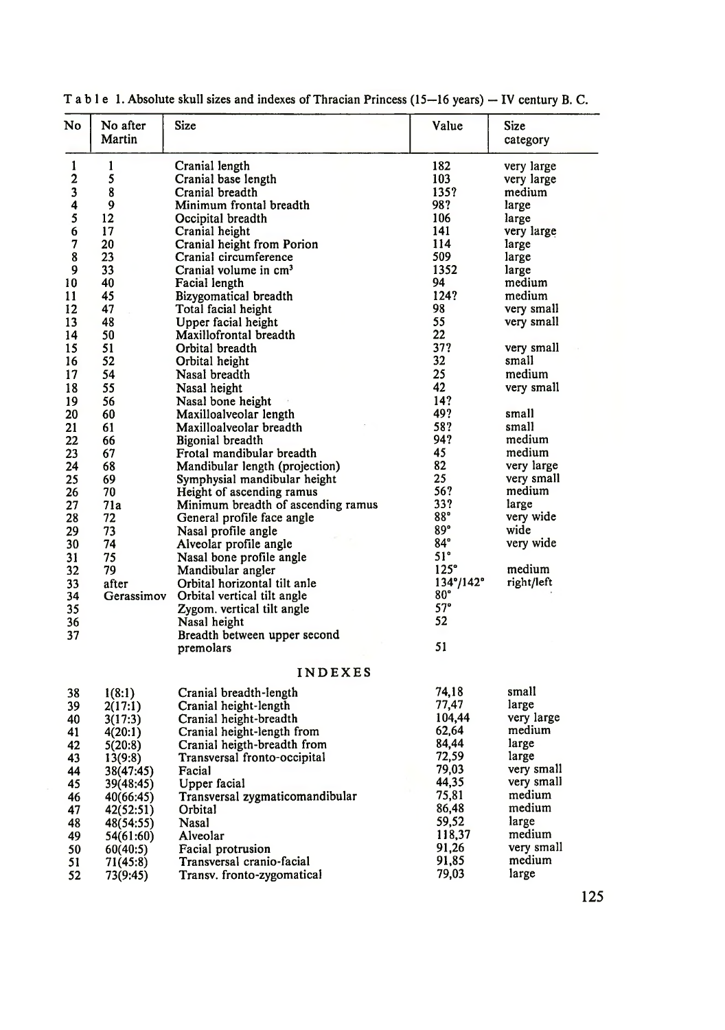Table 1. Absolute skull sizes and indexes of Thracian Princess (15—16 years) — IV century B. C.

| No | No after Martin | Size | Value | Size category |
|---|---|---|---|---|
| 1 | 1 | Cranial length | 182 | very large |
| 2 | 5 | Cranial base length | 103 | very large |
| 3 | 8 | Cranial breadth | 135? | medium |
| 4 | 9 | Minimum frontal breadth | 98? | large |
| 5 | 12 | Occipital breadth | 106 | large |
| 6 | 17 | Cranial height | 141 | very large |
| 7 | 20 | Cranial height from Porion | 114 | large |
| 8 | 23 | Cranial circumference | 509 | large |
| 9 | 33 | Cranial volume in cm³ | 1352 | large |
| 10 | 40 | Facial length | 94 | medium |
| 11 | 45 | Bizygomatical breadth | 124? | medium |
| 12 | 47 | Total facial height | 98 | very small |
| 13 | 48 | Upper facial height | 55 | very small |
| 14 | 50 | Maxillofrontal breadth | 22 | |
| 15 | 51 | Orbital breadth | 37? | very small |
| 16 | 52 | Orbital height | 32 | small |
| 17 | 54 | Nasal breadth | 25 | medium |
| 18 | 55 | Nasal height | 42 | very small |
| 19 | 56 | Nasal bone height | 14? | |
| 20 | 60 | Maxilloalveolar length | 49? | small |
| 21 | 61 | Maxilloalveolar breadth | 58? | small |
| 22 | 66 | Bigonial breadth | 94? | medium |
| 23 | 67 | Frotal mandibular breadth | 45 | medium |
| 24 | 68 | Mandibular length (projection) | 82 | very large |
| 25 | 69 | Symphysial mandibular height | 25 | very small |
| 26 | 70 | Height of ascending ramus | 56? | medium |
| 27 | 71a | Minimum breadth of ascending ramus | 33? | large |
| 28 | 72 | General profile face angle | 88° | very wide |
| 29 | 73 | Nasal profile angle | 89° | wide |
| 30 | 74 | Alveolar profile angle | 84° | very wide |
| 31 | 75 | Nasal bone profile angle | 51° | |
| 32 | 79 | Mandibular angler | 125° | medium |
| 33 | after | Orbital horizontal tilt anle | 134°/142° | right/left |
| 34 | Gerassimov | Orbital vertical tilt angle | 80° | |
| 35 | | Zygom. vertical tilt angle | 57° | |
| 36 | | Nasal height | 52 | |
| 37 | | Breadth between upper second premolars | 51 | |
| | | **INDEXES** | | |
| 38 | 1(8:1) | Cranial breadth-length | 74,18 | small |
| 39 | 2(17:1) | Cranial height-length | 77,47 | large |
| 40 | 3(17:3) | Cranial height-breadth | 104,44 | very large |
| 41 | 4(20:1) | Cranial height-length from | 62,64 | medium |
| 42 | 5(20:8) | Cranial heigth-breadth from | 84,44 | large |
| 43 | 13(9:8) | Transversal fronto-occipital | 72,59 | large |
| 44 | 38(47:45) | Facial | 79,03 | very small |
| 45 | 39(48:45) | Upper facial | 44,35 | very small |
| 46 | 40(66:45) | Transversal zygmaticomandibular | 75,81 | medium |
| 47 | 42(52:51) | Orbital | 86,48 | medium |
| 48 | 48(54:55) | Nasal | 59,52 | large |
| 49 | 54(61:60) | Alveolar | 118,37 | medium |
| 50 | 60(40:5) | Facial protrusion | 91,26 | very small |
| 51 | 71(45:8) | Transversal cranio-facial | 91,85 | medium |
| 52 | 73(9:45) | Transv. fronto-zygomatical | 79,03 | large |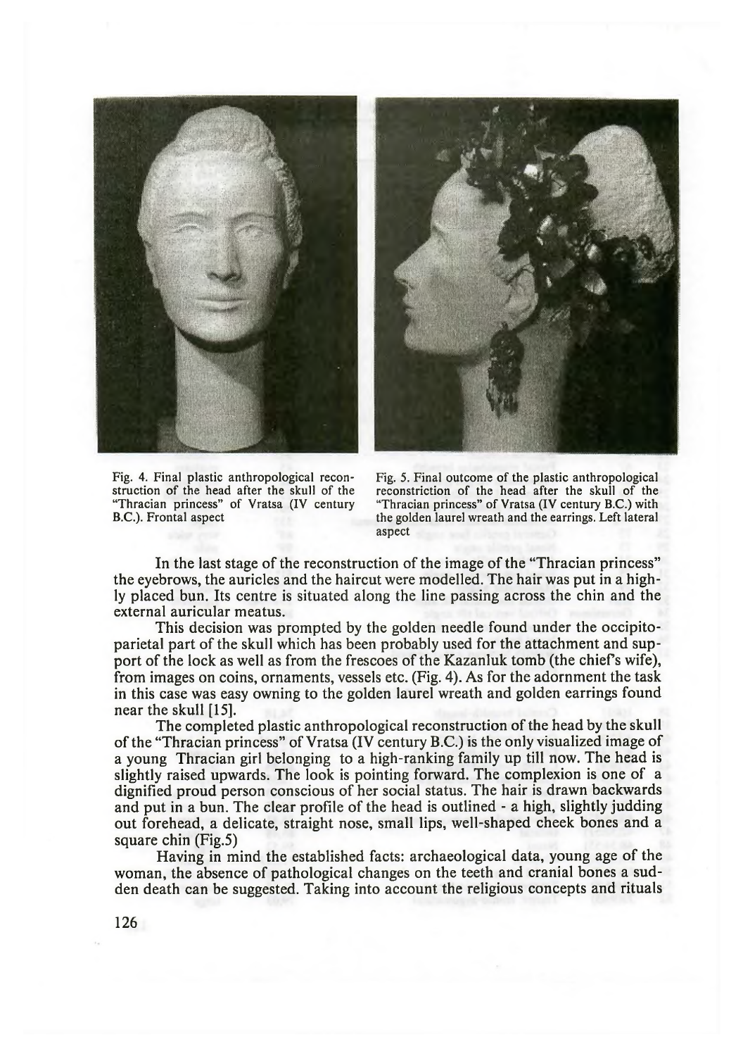Fig. 4. Final plastic anthropological reconstruction of the head after the skull of the "Thracian princess" of Vratsa (IV century B.C.). Frontal aspect

Fig. 5. Final outcome of the plastic anthropological reconstriction of the head after the skull of the "Thracian princess" of Vratsa (IV century B.C.) with the golden laurel wreath and the earrings. Left lateral aspect

In the last stage of the reconstruction of the image of the "Thracian princess" the eyebrows, the auricles and the haircut were modelled. The hair was put in a highly placed bun. Its centre is situated along the line passing across the chin and the external auricular meatus.

This decision was prompted by the golden needle found under the occipito-parietal part of the skull which has been probably used for the attachment and support of the lock as well as from the frescoes of the Kazanluk tomb (the chief's wife), from images on coins, ornaments, vessels etc. (Fig. 4). As for the adornment the task in this case was easy owning to the golden laurel wreath and golden earrings found near the skull [15].

The completed plastic anthropological reconstruction of the head by the skull of the "Thracian princess" of Vratsa (IV century B.C.) is the only visualized image of a young Thracian girl belonging to a high-ranking family up till now. The head is slightly raised upwards. The look is pointing forward. The complexion is one of a dignified proud person conscious of her social status. The hair is drawn backwards and put in a bun. The clear profile of the head is outlined - a high, slightly judding out forehead, a delicate, straight nose, small lips, well-shaped cheek bones and a square chin (Fig.5)

Having in mind the established facts: archaeological data, young age of the woman, the absence of pathological changes on the teeth and cranial bones a sudden death can be suggested. Taking into account the religious concepts and rituals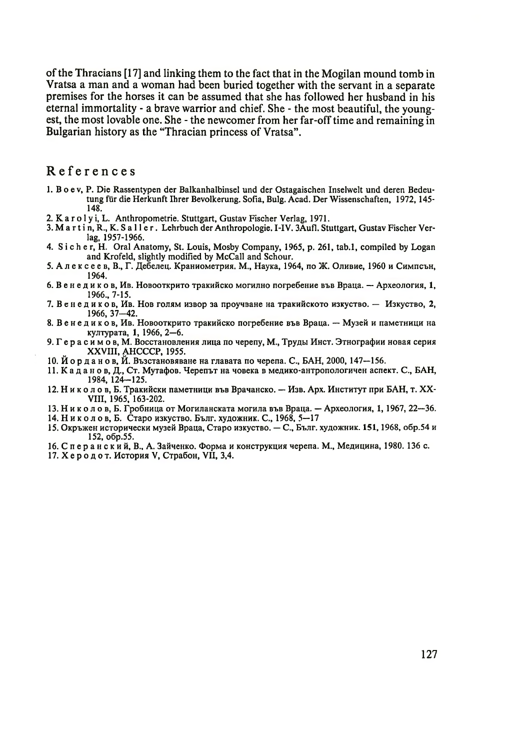of the Thracians [17] and linking them to the fact that in the Mogilan mound tomb in Vratsa a man and a woman had been buried together with the servant in a separate premises for the horses it can be assumed that she has followed her husband in his eternal immortality - a brave warrior and chief. She - the most beautiful, the youngest, the most lovable one. She - the newcomer from her far-off time and remaining in Bulgarian history as the "Thracian princess of Vratsa".

## References

1. Boev, P. Die Rassentypen der Balkanhalbinsel und der Ostagaischen Inselwelt und deren Bedeutung für die Herkunft Ihrer Bevolkerung. Sofia, Bulg. Acad. Der Wissenschaften, 1972, 145-148.
2. Karolyi, L. Anthropometrie. Stuttgart, Gustav Fischer Verlag, 1971.
3. Martin, R., K. Saller. Lehrbuch der Anthropologie. I-IV. 3Aufl. Stuttgart, Gustav Fischer Verlag, 1957-1966.
4. Sicher, H. Oral Anatomy, St. Louis, Mosby Company, 1965, p. 261, tab.1, compiled by Logan and Krofeld, slightly modified by McCall and Schour.
5. Алексеев, В., Г. Дебелец. Краниометрия. М., Наука, 1964, по Ж. Оливие, 1960 и Симпсън, 1964.
6. Венедиков, Ив. Новооткрито тракийско могилно погребение във Враца. — Археология, 1, 1966., 7-15.
7. Венедиков, Ив. Нов голям извор за проучване на тракийското изкуство. — Изкуство, 2, 1966, 37—42.
8. Венедиков, Ив. Новооткрито тракийско погребение във Враца. — Музей и паметници на културата, 1, 1966, 2—6.
9. Герасимов, М. Восстановления лица по черепу, М., Труды Инст. Этнографии новая серия XXVIII, АНСССР, 1955.
10. Йорданов, Й. Възстановяване на главата по черепа. С., БАН, 2000, 147—156.
11. Каданов, Д., Ст. Мутафов. Черепът на човека в медико-антропологичен аспект. С., БАН, 1984, 124—125.
12. Николов, Б. Тракийски паметници във Врачанско. — Изв. Арх. Институт при БАН, т. XXVIII, 1965, 163-202.
13. Николов, Б. Гробница от Могиланската могила във Враца. — Археология, 1, 1967, 22—36.
14. Николов, Б. Старо изкуство. Бълг. художник. С., 1968, 5—17
15. Окръжен исторически музей Враца, Старо изкуство. — С., Бълг. художник. 151, 1968, обр.54 и 152, обр.55.
16. Сперанский, В., А. Зайченко. Форма и конструкция черепа. М., Медицина, 1980. 136 с.
17. Херодот. История V, Страбон, VII, 3,4.